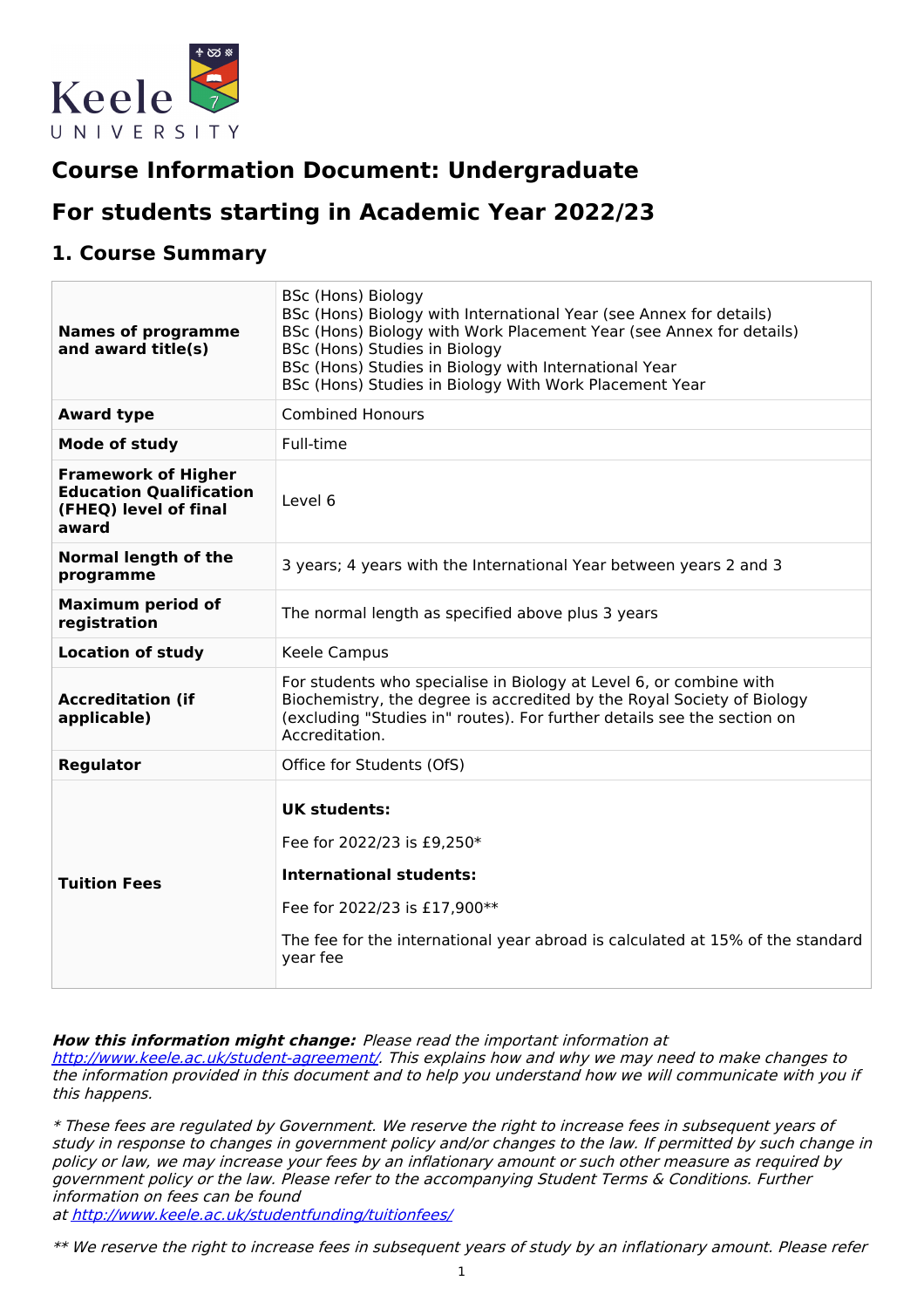# Course Information Document: Undergraduate

# For students starting in Academic Year 2022/23

## 1. Course Summary

| | |
|---|---|
| **Names of programme and award title(s)** | BSc (Hons) Biology<br>BSc (Hons) Biology with International Year (see Annex for details)<br>BSc (Hons) Biology with Work Placement Year (see Annex for details)<br>BSc (Hons) Studies in Biology<br>BSc (Hons) Studies in Biology with International Year<br>BSc (Hons) Studies in Biology With Work Placement Year |
| **Award type** | Combined Honours |
| **Mode of study** | Full-time |
| **Framework of Higher Education Qualification (FHEQ) level of final award** | Level 6 |
| **Normal length of the programme** | 3 years; 4 years with the International Year between years 2 and 3 |
| **Maximum period of registration** | The normal length as specified above plus 3 years |
| **Location of study** | Keele Campus |
| **Accreditation (if applicable)** | For students who specialise in Biology at Level 6, or combine with Biochemistry, the degree is accredited by the Royal Society of Biology (excluding "Studies in" routes). For further details see the section on Accreditation. |
| **Regulator** | Office for Students (OfS) |
| **Tuition Fees** | **UK students:**<br>Fee for 2022/23 is £9,250*<br>**International students:**<br>Fee for 2022/23 is £17,900**<br>The fee for the international year abroad is calculated at 15% of the standard year fee |

***How this information might change:*** *Please read the important information at [http://www.keele.ac.uk/student-agreement/](http://www.keele.ac.uk/student-agreement/). This explains how and why we may need to make changes to the information provided in this document and to help you understand how we will communicate with you if this happens.*

*\* These fees are regulated by Government. We reserve the right to increase fees in subsequent years of study in response to changes in government policy and/or changes to the law. If permitted by such change in policy or law, we may increase your fees by an inflationary amount or such other measure as required by government policy or the law. Please refer to the accompanying Student Terms & Conditions. Further information on fees can be found at [http://www.keele.ac.uk/studentfunding/tuitionfees/](http://www.keele.ac.uk/studentfunding/tuitionfees/)*

*\*\* We reserve the right to increase fees in subsequent years of study by an inflationary amount. Please refer*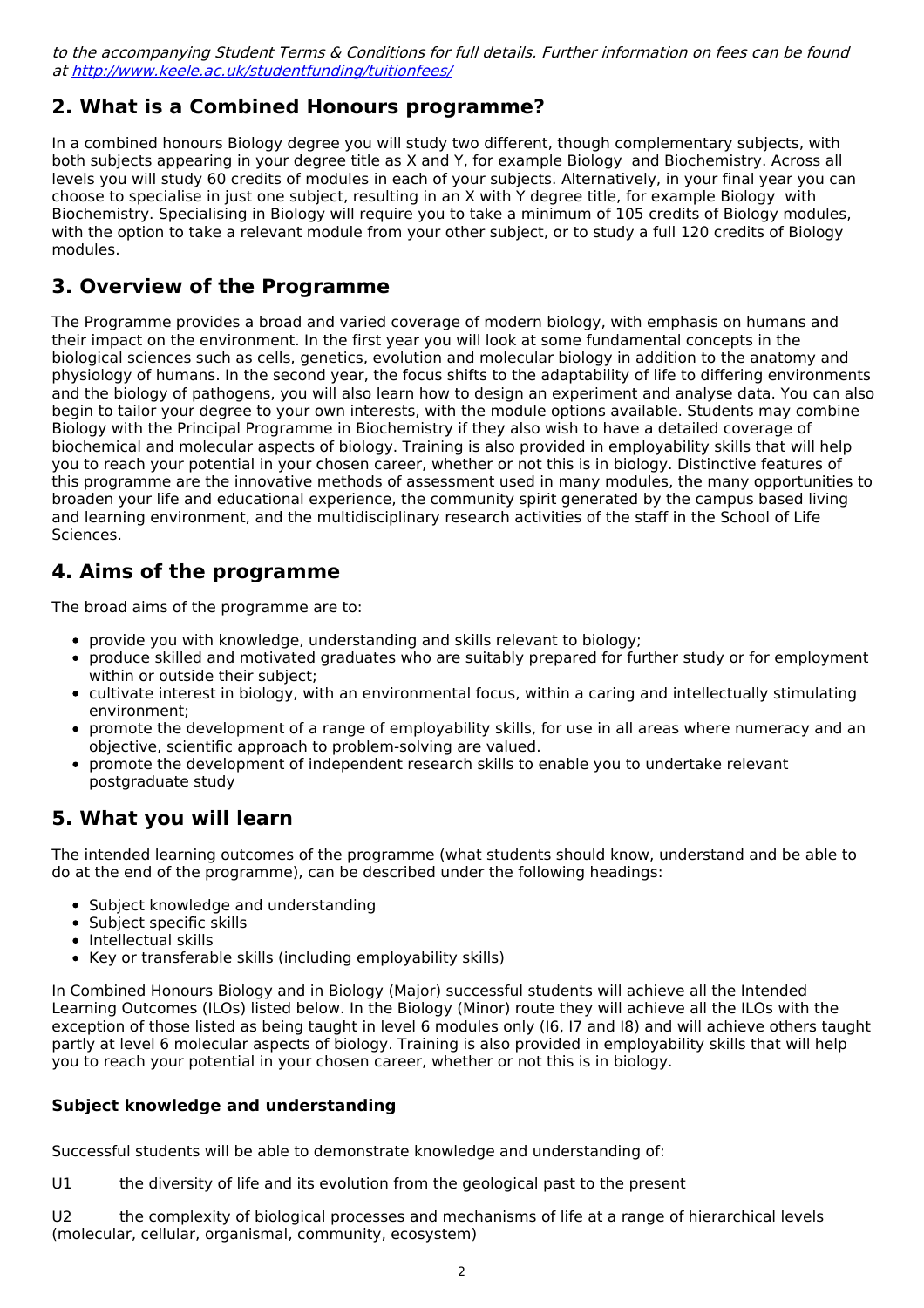*to the accompanying Student Terms & Conditions for full details. Further information on fees can be found at [http://www.keele.ac.uk/studentfunding/tuitionfees/](http://www.keele.ac.uk/studentfunding/tuitionfees/)*

## 2. What is a Combined Honours programme?

In a combined honours Biology degree you will study two different, though complementary subjects, with both subjects appearing in your degree title as X and Y, for example Biology and Biochemistry. Across all levels you will study 60 credits of modules in each of your subjects. Alternatively, in your final year you can choose to specialise in just one subject, resulting in an X with Y degree title, for example Biology with Biochemistry. Specialising in Biology will require you to take a minimum of 105 credits of Biology modules, with the option to take a relevant module from your other subject, or to study a full 120 credits of Biology modules.

## 3. Overview of the Programme

The Programme provides a broad and varied coverage of modern biology, with emphasis on humans and their impact on the environment. In the first year you will look at some fundamental concepts in the biological sciences such as cells, genetics, evolution and molecular biology in addition to the anatomy and physiology of humans. In the second year, the focus shifts to the adaptability of life to differing environments and the biology of pathogens, you will also learn how to design an experiment and analyse data. You can also begin to tailor your degree to your own interests, with the module options available. Students may combine Biology with the Principal Programme in Biochemistry if they also wish to have a detailed coverage of biochemical and molecular aspects of biology. Training is also provided in employability skills that will help you to reach your potential in your chosen career, whether or not this is in biology. Distinctive features of this programme are the innovative methods of assessment used in many modules, the many opportunities to broaden your life and educational experience, the community spirit generated by the campus based living and learning environment, and the multidisciplinary research activities of the staff in the School of Life Sciences.

## 4. Aims of the programme

The broad aims of the programme are to:

- provide you with knowledge, understanding and skills relevant to biology;
- produce skilled and motivated graduates who are suitably prepared for further study or for employment within or outside their subject;
- cultivate interest in biology, with an environmental focus, within a caring and intellectually stimulating environment;
- promote the development of a range of employability skills, for use in all areas where numeracy and an objective, scientific approach to problem-solving are valued.
- promote the development of independent research skills to enable you to undertake relevant postgraduate study

## 5. What you will learn

The intended learning outcomes of the programme (what students should know, understand and be able to do at the end of the programme), can be described under the following headings:

- Subject knowledge and understanding
- Subject specific skills
- Intellectual skills
- Key or transferable skills (including employability skills)

In Combined Honours Biology and in Biology (Major) successful students will achieve all the Intended Learning Outcomes (ILOs) listed below. In the Biology (Minor) route they will achieve all the ILOs with the exception of those listed as being taught in level 6 modules only (I6, I7 and I8) and will achieve others taught partly at level 6 molecular aspects of biology. Training is also provided in employability skills that will help you to reach your potential in your chosen career, whether or not this is in biology.

### Subject knowledge and understanding

Successful students will be able to demonstrate knowledge and understanding of:

U1 the diversity of life and its evolution from the geological past to the present

U2 the complexity of biological processes and mechanisms of life at a range of hierarchical levels (molecular, cellular, organismal, community, ecosystem)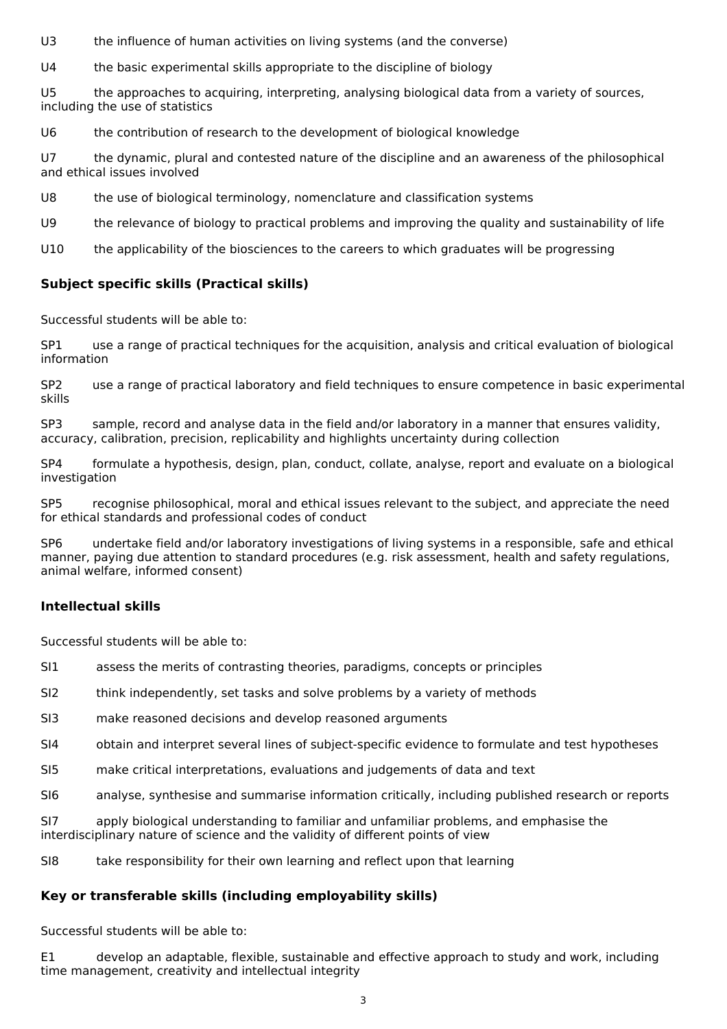U3 the influence of human activities on living systems (and the converse)

U4 the basic experimental skills appropriate to the discipline of biology

U5 the approaches to acquiring, interpreting, analysing biological data from a variety of sources, including the use of statistics

U6 the contribution of research to the development of biological knowledge

U7 the dynamic, plural and contested nature of the discipline and an awareness of the philosophical and ethical issues involved

U8 the use of biological terminology, nomenclature and classification systems

U9 the relevance of biology to practical problems and improving the quality and sustainability of life

U10 the applicability of the biosciences to the careers to which graduates will be progressing

### Subject specific skills (Practical skills)

Successful students will be able to:

SP1 use a range of practical techniques for the acquisition, analysis and critical evaluation of biological information

SP2 use a range of practical laboratory and field techniques to ensure competence in basic experimental skills

SP3 sample, record and analyse data in the field and/or laboratory in a manner that ensures validity, accuracy, calibration, precision, replicability and highlights uncertainty during collection

SP4 formulate a hypothesis, design, plan, conduct, collate, analyse, report and evaluate on a biological investigation

SP5 recognise philosophical, moral and ethical issues relevant to the subject, and appreciate the need for ethical standards and professional codes of conduct

SP6 undertake field and/or laboratory investigations of living systems in a responsible, safe and ethical manner, paying due attention to standard procedures (e.g. risk assessment, health and safety regulations, animal welfare, informed consent)

### Intellectual skills

Successful students will be able to:

SI1 assess the merits of contrasting theories, paradigms, concepts or principles

SI2 think independently, set tasks and solve problems by a variety of methods

SI3 make reasoned decisions and develop reasoned arguments

SI4 obtain and interpret several lines of subject-specific evidence to formulate and test hypotheses

SI5 make critical interpretations, evaluations and judgements of data and text

SI6 analyse, synthesise and summarise information critically, including published research or reports

SI7 apply biological understanding to familiar and unfamiliar problems, and emphasise the interdisciplinary nature of science and the validity of different points of view

SI8 take responsibility for their own learning and reflect upon that learning

### Key or transferable skills (including employability skills)

Successful students will be able to:

E1 develop an adaptable, flexible, sustainable and effective approach to study and work, including time management, creativity and intellectual integrity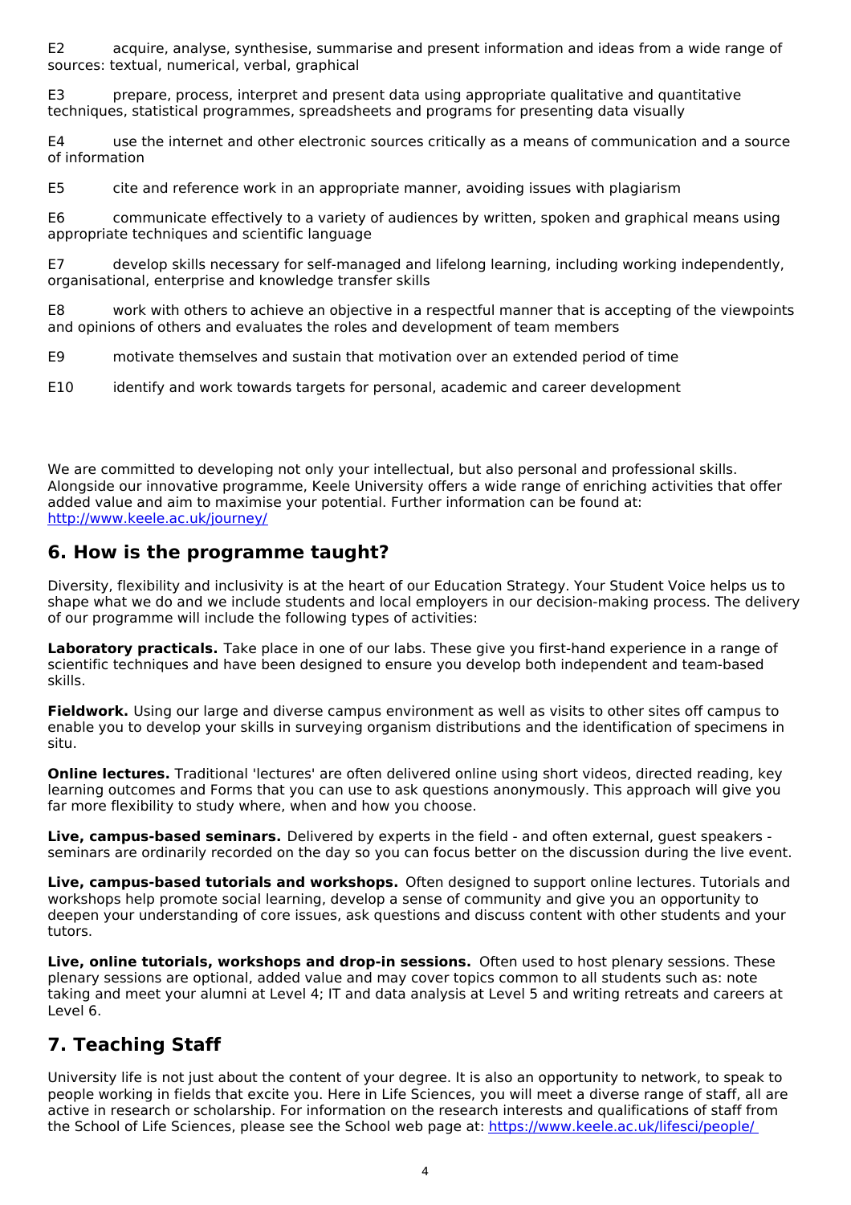E2 acquire, analyse, synthesise, summarise and present information and ideas from a wide range of sources: textual, numerical, verbal, graphical

E3 prepare, process, interpret and present data using appropriate qualitative and quantitative techniques, statistical programmes, spreadsheets and programs for presenting data visually

E4 use the internet and other electronic sources critically as a means of communication and a source of information

E5 cite and reference work in an appropriate manner, avoiding issues with plagiarism

E6 communicate effectively to a variety of audiences by written, spoken and graphical means using appropriate techniques and scientific language

E7 develop skills necessary for self-managed and lifelong learning, including working independently, organisational, enterprise and knowledge transfer skills

E8 work with others to achieve an objective in a respectful manner that is accepting of the viewpoints and opinions of others and evaluates the roles and development of team members

E9 motivate themselves and sustain that motivation over an extended period of time

E10 identify and work towards targets for personal, academic and career development

We are committed to developing not only your intellectual, but also personal and professional skills. Alongside our innovative programme, Keele University offers a wide range of enriching activities that offer added value and aim to maximise your potential. Further information can be found at: http://www.keele.ac.uk/journey/

## 6. How is the programme taught?

Diversity, flexibility and inclusivity is at the heart of our Education Strategy. Your Student Voice helps us to shape what we do and we include students and local employers in our decision-making process. The delivery of our programme will include the following types of activities:

**Laboratory practicals.** Take place in one of our labs. These give you first-hand experience in a range of scientific techniques and have been designed to ensure you develop both independent and team-based skills.

**Fieldwork.** Using our large and diverse campus environment as well as visits to other sites off campus to enable you to develop your skills in surveying organism distributions and the identification of specimens in situ.

**Online lectures.** Traditional 'lectures' are often delivered online using short videos, directed reading, key learning outcomes and Forms that you can use to ask questions anonymously. This approach will give you far more flexibility to study where, when and how you choose.

**Live, campus-based seminars.** Delivered by experts in the field - and often external, guest speakers - seminars are ordinarily recorded on the day so you can focus better on the discussion during the live event.

**Live, campus-based tutorials and workshops.** Often designed to support online lectures. Tutorials and workshops help promote social learning, develop a sense of community and give you an opportunity to deepen your understanding of core issues, ask questions and discuss content with other students and your tutors.

**Live, online tutorials, workshops and drop-in sessions.** Often used to host plenary sessions. These plenary sessions are optional, added value and may cover topics common to all students such as: note taking and meet your alumni at Level 4; IT and data analysis at Level 5 and writing retreats and careers at Level 6.

## 7. Teaching Staff

University life is not just about the content of your degree. It is also an opportunity to network, to speak to people working in fields that excite you. Here in Life Sciences, you will meet a diverse range of staff, all are active in research or scholarship. For information on the research interests and qualifications of staff from the School of Life Sciences, please see the School web page at: https://www.keele.ac.uk/lifesci/people/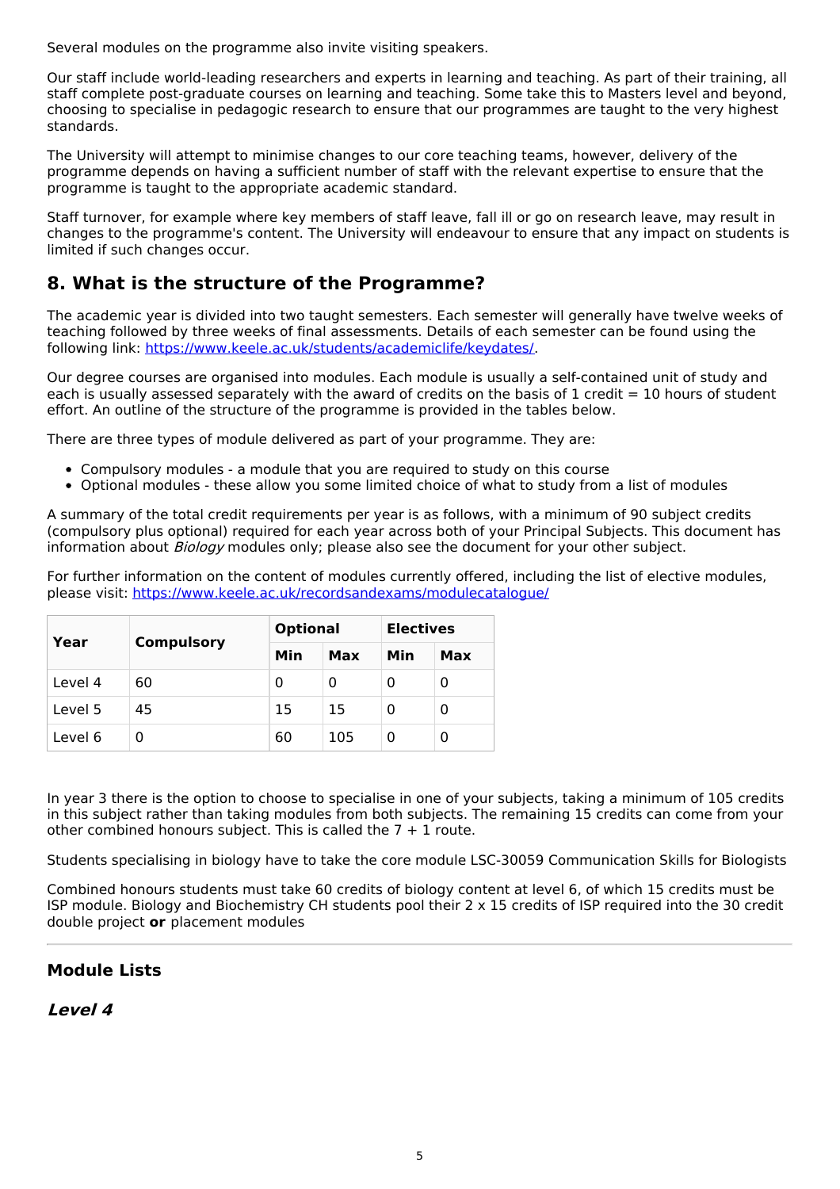Several modules on the programme also invite visiting speakers.

Our staff include world-leading researchers and experts in learning and teaching. As part of their training, all staff complete post-graduate courses on learning and teaching. Some take this to Masters level and beyond, choosing to specialise in pedagogic research to ensure that our programmes are taught to the very highest standards.

The University will attempt to minimise changes to our core teaching teams, however, delivery of the programme depends on having a sufficient number of staff with the relevant expertise to ensure that the programme is taught to the appropriate academic standard.

Staff turnover, for example where key members of staff leave, fall ill or go on research leave, may result in changes to the programme's content. The University will endeavour to ensure that any impact on students is limited if such changes occur.

## 8. What is the structure of the Programme?

The academic year is divided into two taught semesters. Each semester will generally have twelve weeks of teaching followed by three weeks of final assessments. Details of each semester can be found using the following link: [https://www.keele.ac.uk/students/academiclife/keydates/](https://www.keele.ac.uk/students/academiclife/keydates/).

Our degree courses are organised into modules. Each module is usually a self-contained unit of study and each is usually assessed separately with the award of credits on the basis of 1 credit = 10 hours of student effort. An outline of the structure of the programme is provided in the tables below.

There are three types of module delivered as part of your programme. They are:

- Compulsory modules - a module that you are required to study on this course
- Optional modules - these allow you some limited choice of what to study from a list of modules

A summary of the total credit requirements per year is as follows, with a minimum of 90 subject credits (compulsory plus optional) required for each year across both of your Principal Subjects. This document has information about *Biology* modules only; please also see the document for your other subject.

For further information on the content of modules currently offered, including the list of elective modules, please visit: [https://www.keele.ac.uk/recordsandexams/modulecatalogue/](https://www.keele.ac.uk/recordsandexams/modulecatalogue/)

| Year | Compulsory | Optional | | Electives | |
|---|---|---|---|---|---|
| | | Min | Max | Min | Max |
| Level 4 | 60 | 0 | 0 | 0 | 0 |
| Level 5 | 45 | 15 | 15 | 0 | 0 |
| Level 6 | 0 | 60 | 105 | 0 | 0 |

In year 3 there is the option to choose to specialise in one of your subjects, taking a minimum of 105 credits in this subject rather than taking modules from both subjects. The remaining 15 credits can come from your other combined honours subject. This is called the 7 + 1 route.

Students specialising in biology have to take the core module LSC-30059 Communication Skills for Biologists

Combined honours students must take 60 credits of biology content at level 6, of which 15 credits must be ISP module. Biology and Biochemistry CH students pool their 2 x 15 credits of ISP required into the 30 credit double project **or** placement modules

---

### Module Lists

#### *Level 4*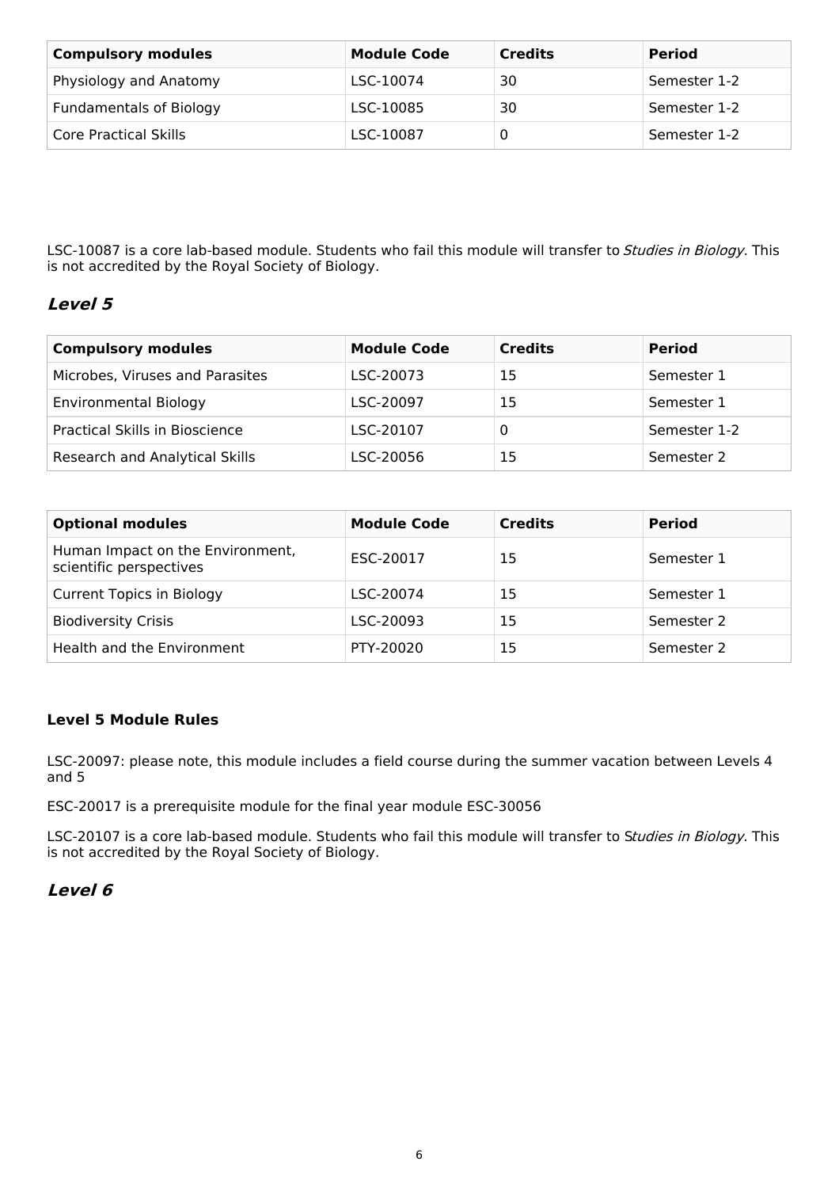| Compulsory modules | Module Code | Credits | Period |
|---|---|---|---|
| Physiology and Anatomy | LSC-10074 | 30 | Semester 1-2 |
| Fundamentals of Biology | LSC-10085 | 30 | Semester 1-2 |
| Core Practical Skills | LSC-10087 | 0 | Semester 1-2 |

LSC-10087 is a core lab-based module. Students who fail this module will transfer to *Studies in Biology.* This is not accredited by the Royal Society of Biology.

## *Level 5*

| Compulsory modules | Module Code | Credits | Period |
|---|---|---|---|
| Microbes, Viruses and Parasites | LSC-20073 | 15 | Semester 1 |
| Environmental Biology | LSC-20097 | 15 | Semester 1 |
| Practical Skills in Bioscience | LSC-20107 | 0 | Semester 1-2 |
| Research and Analytical Skills | LSC-20056 | 15 | Semester 2 |

| Optional modules | Module Code | Credits | Period |
|---|---|---|---|
| Human Impact on the Environment, scientific perspectives | ESC-20017 | 15 | Semester 1 |
| Current Topics in Biology | LSC-20074 | 15 | Semester 1 |
| Biodiversity Crisis | LSC-20093 | 15 | Semester 2 |
| Health and the Environment | PTY-20020 | 15 | Semester 2 |

### Level 5 Module Rules

LSC-20097: please note, this module includes a field course during the summer vacation between Levels 4 and 5

ESC-20017 is a prerequisite module for the final year module ESC-30056

LSC-20107 is a core lab-based module. Students who fail this module will transfer to S*tudies in Biology*. This is not accredited by the Royal Society of Biology.

## *Level 6*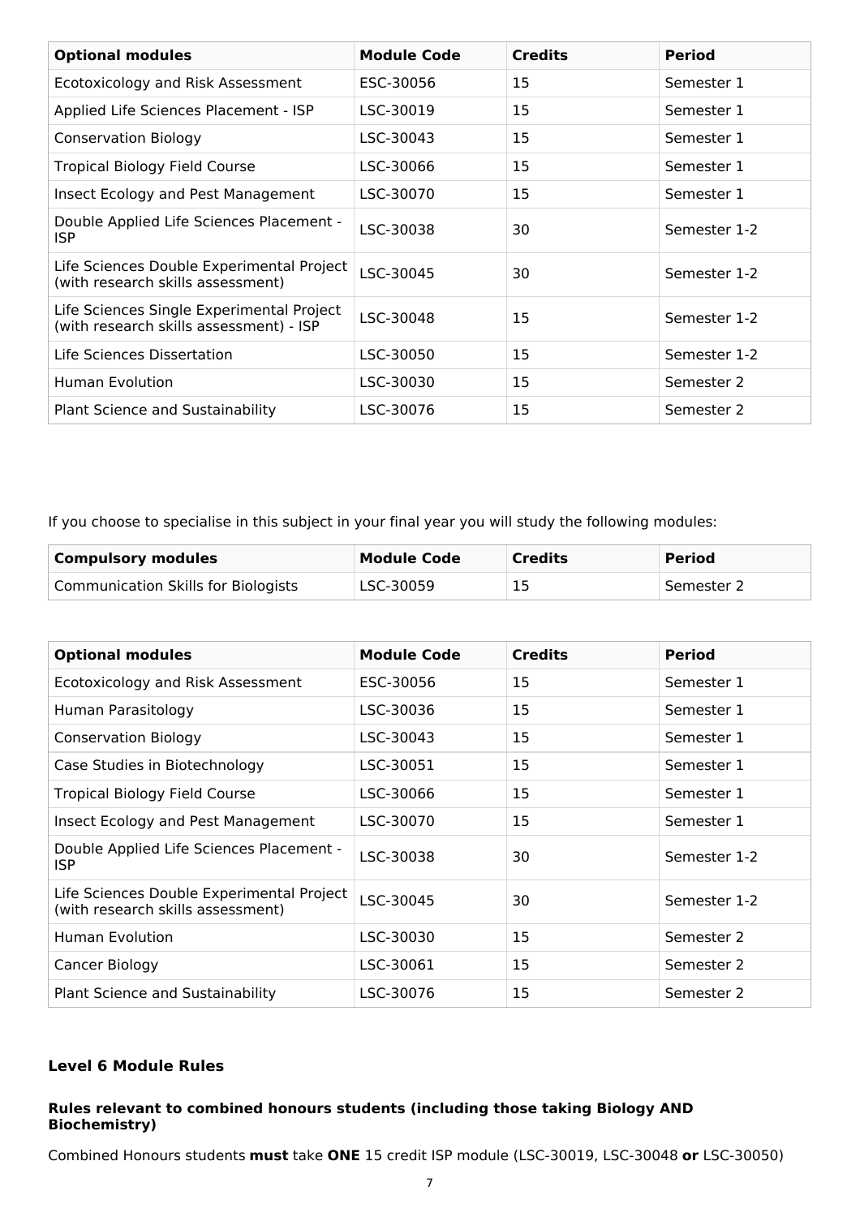| Optional modules | Module Code | Credits | Period |
|---|---|---|---|
| Ecotoxicology and Risk Assessment | ESC-30056 | 15 | Semester 1 |
| Applied Life Sciences Placement - ISP | LSC-30019 | 15 | Semester 1 |
| Conservation Biology | LSC-30043 | 15 | Semester 1 |
| Tropical Biology Field Course | LSC-30066 | 15 | Semester 1 |
| Insect Ecology and Pest Management | LSC-30070 | 15 | Semester 1 |
| Double Applied Life Sciences Placement - ISP | LSC-30038 | 30 | Semester 1-2 |
| Life Sciences Double Experimental Project (with research skills assessment) | LSC-30045 | 30 | Semester 1-2 |
| Life Sciences Single Experimental Project (with research skills assessment) - ISP | LSC-30048 | 15 | Semester 1-2 |
| Life Sciences Dissertation | LSC-30050 | 15 | Semester 1-2 |
| Human Evolution | LSC-30030 | 15 | Semester 2 |
| Plant Science and Sustainability | LSC-30076 | 15 | Semester 2 |

If you choose to specialise in this subject in your final year you will study the following modules:

| Compulsory modules | Module Code | Credits | Period |
|---|---|---|---|
| Communication Skills for Biologists | LSC-30059 | 15 | Semester 2 |

| Optional modules | Module Code | Credits | Period |
|---|---|---|---|
| Ecotoxicology and Risk Assessment | ESC-30056 | 15 | Semester 1 |
| Human Parasitology | LSC-30036 | 15 | Semester 1 |
| Conservation Biology | LSC-30043 | 15 | Semester 1 |
| Case Studies in Biotechnology | LSC-30051 | 15 | Semester 1 |
| Tropical Biology Field Course | LSC-30066 | 15 | Semester 1 |
| Insect Ecology and Pest Management | LSC-30070 | 15 | Semester 1 |
| Double Applied Life Sciences Placement - ISP | LSC-30038 | 30 | Semester 1-2 |
| Life Sciences Double Experimental Project (with research skills assessment) | LSC-30045 | 30 | Semester 1-2 |
| Human Evolution | LSC-30030 | 15 | Semester 2 |
| Cancer Biology | LSC-30061 | 15 | Semester 2 |
| Plant Science and Sustainability | LSC-30076 | 15 | Semester 2 |

### Level 6 Module Rules

#### Rules relevant to combined honours students (including those taking Biology AND Biochemistry)

Combined Honours students **must** take **ONE** 15 credit ISP module (LSC-30019, LSC-30048 **or** LSC-30050)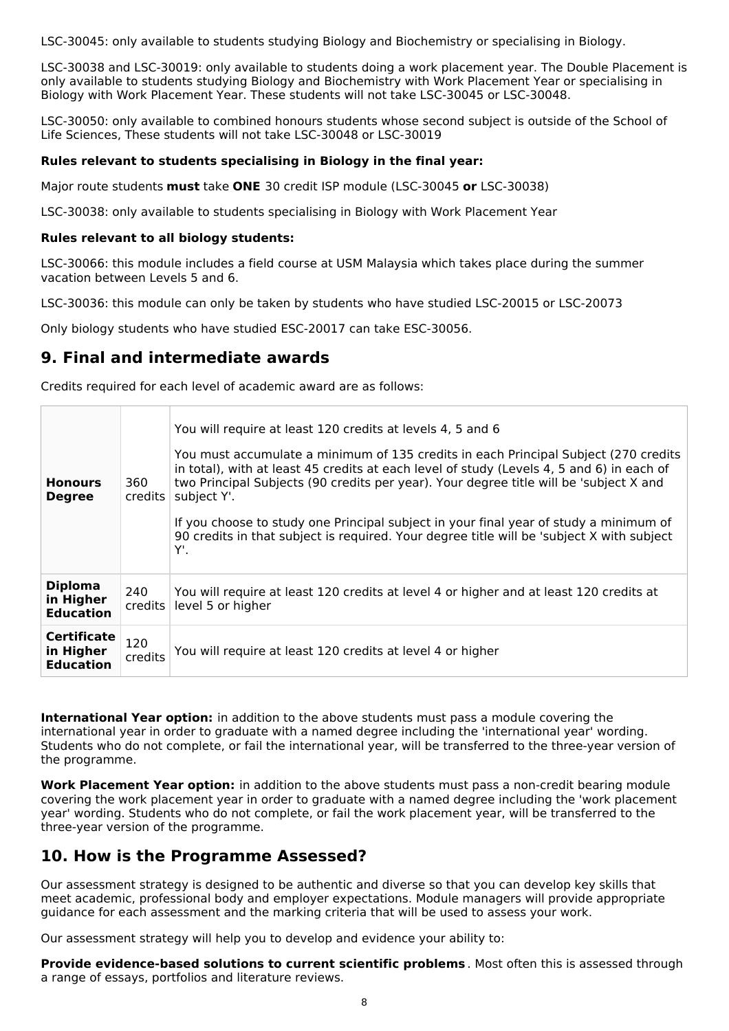LSC-30045: only available to students studying Biology and Biochemistry or specialising in Biology.

LSC-30038 and LSC-30019: only available to students doing a work placement year. The Double Placement is only available to students studying Biology and Biochemistry with Work Placement Year or specialising in Biology with Work Placement Year. These students will not take LSC-30045 or LSC-30048.

LSC-30050: only available to combined honours students whose second subject is outside of the School of Life Sciences, These students will not take LSC-30048 or LSC-30019

**Rules relevant to students specialising in Biology in the final year:**

Major route students **must** take **ONE** 30 credit ISP module (LSC-30045 **or** LSC-30038)

LSC-30038: only available to students specialising in Biology with Work Placement Year

**Rules relevant to all biology students:**

LSC-30066: this module includes a field course at USM Malaysia which takes place during the summer vacation between Levels 5 and 6.

LSC-30036: this module can only be taken by students who have studied LSC-20015 or LSC-20073

Only biology students who have studied ESC-20017 can take ESC-30056.

## 9. Final and intermediate awards

Credits required for each level of academic award are as follows:

| | | |
|---|---|---|
| **Honours Degree** | 360 credits | You will require at least 120 credits at levels 4, 5 and 6<br><br>You must accumulate a minimum of 135 credits in each Principal Subject (270 credits in total), with at least 45 credits at each level of study (Levels 4, 5 and 6) in each of two Principal Subjects (90 credits per year). Your degree title will be 'subject X and subject Y'.<br><br>If you choose to study one Principal subject in your final year of study a minimum of 90 credits in that subject is required. Your degree title will be 'subject X with subject Y'. |
| **Diploma in Higher Education** | 240 credits | You will require at least 120 credits at level 4 or higher and at least 120 credits at level 5 or higher |
| **Certificate in Higher Education** | 120 credits | You will require at least 120 credits at level 4 or higher |

**International Year option:** in addition to the above students must pass a module covering the international year in order to graduate with a named degree including the 'international year' wording. Students who do not complete, or fail the international year, will be transferred to the three-year version of the programme.

**Work Placement Year option:** in addition to the above students must pass a non-credit bearing module covering the work placement year in order to graduate with a named degree including the 'work placement year' wording. Students who do not complete, or fail the work placement year, will be transferred to the three-year version of the programme.

## 10. How is the Programme Assessed?

Our assessment strategy is designed to be authentic and diverse so that you can develop key skills that meet academic, professional body and employer expectations. Module managers will provide appropriate guidance for each assessment and the marking criteria that will be used to assess your work.

Our assessment strategy will help you to develop and evidence your ability to:

**Provide evidence-based solutions to current scientific problems**. Most often this is assessed through a range of essays, portfolios and literature reviews.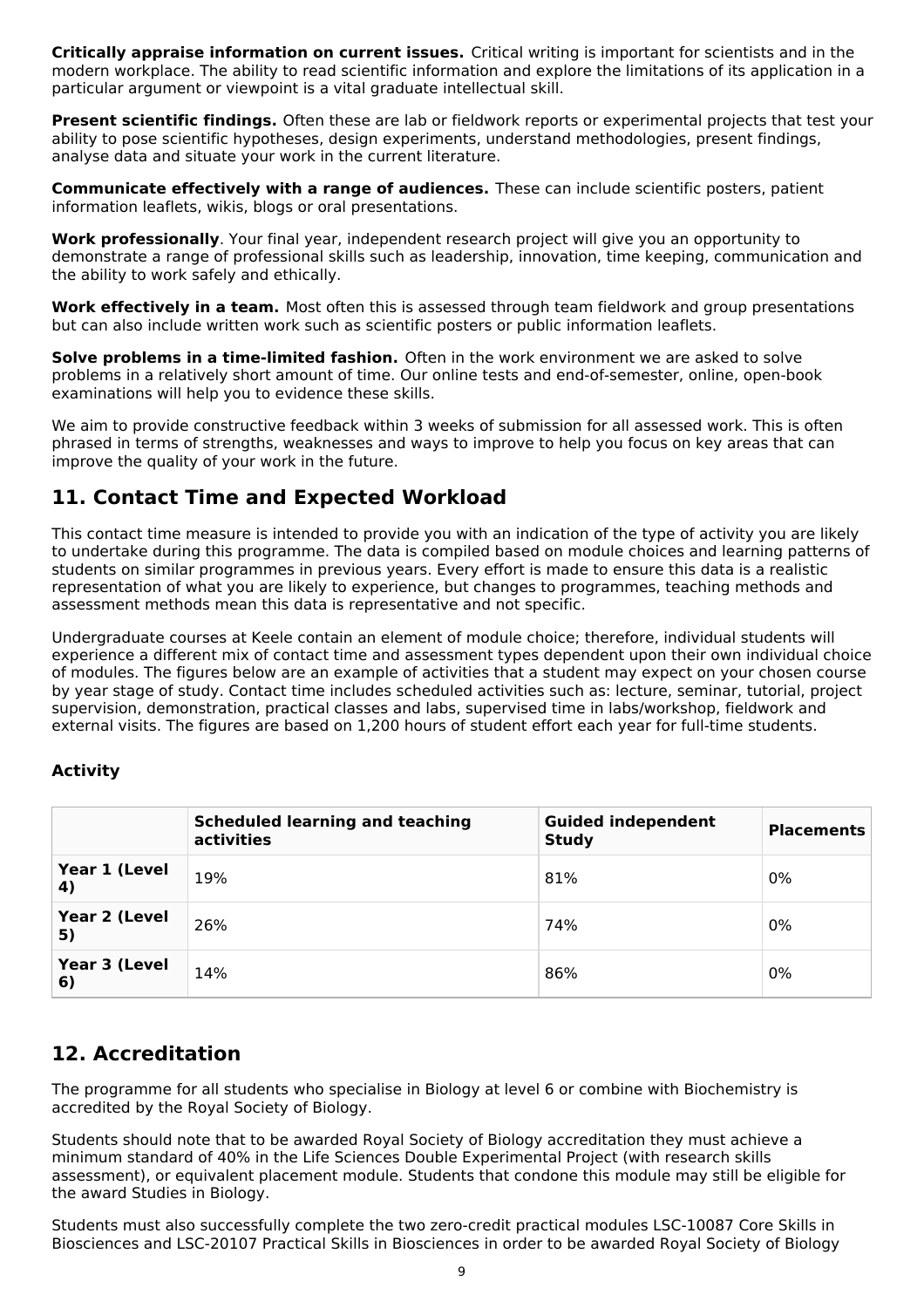**Critically appraise information on current issues.** Critical writing is important for scientists and in the modern workplace. The ability to read scientific information and explore the limitations of its application in a particular argument or viewpoint is a vital graduate intellectual skill.

**Present scientific findings.** Often these are lab or fieldwork reports or experimental projects that test your ability to pose scientific hypotheses, design experiments, understand methodologies, present findings, analyse data and situate your work in the current literature.

**Communicate effectively with a range of audiences.** These can include scientific posters, patient information leaflets, wikis, blogs or oral presentations.

**Work professionally**. Your final year, independent research project will give you an opportunity to demonstrate a range of professional skills such as leadership, innovation, time keeping, communication and the ability to work safely and ethically.

**Work effectively in a team.** Most often this is assessed through team fieldwork and group presentations but can also include written work such as scientific posters or public information leaflets.

**Solve problems in a time-limited fashion.** Often in the work environment we are asked to solve problems in a relatively short amount of time. Our online tests and end-of-semester, online, open-book examinations will help you to evidence these skills.

We aim to provide constructive feedback within 3 weeks of submission for all assessed work. This is often phrased in terms of strengths, weaknesses and ways to improve to help you focus on key areas that can improve the quality of your work in the future.

## 11. Contact Time and Expected Workload

This contact time measure is intended to provide you with an indication of the type of activity you are likely to undertake during this programme. The data is compiled based on module choices and learning patterns of students on similar programmes in previous years. Every effort is made to ensure this data is a realistic representation of what you are likely to experience, but changes to programmes, teaching methods and assessment methods mean this data is representative and not specific.

Undergraduate courses at Keele contain an element of module choice; therefore, individual students will experience a different mix of contact time and assessment types dependent upon their own individual choice of modules. The figures below are an example of activities that a student may expect on your chosen course by year stage of study. Contact time includes scheduled activities such as: lecture, seminar, tutorial, project supervision, demonstration, practical classes and labs, supervised time in labs/workshop, fieldwork and external visits. The figures are based on 1,200 hours of student effort each year for full-time students.

### Activity

| | Scheduled learning and teaching activities | Guided independent Study | Placements |
|---|---|---|---|
| **Year 1 (Level 4)** | 19% | 81% | 0% |
| **Year 2 (Level 5)** | 26% | 74% | 0% |
| **Year 3 (Level 6)** | 14% | 86% | 0% |

## 12. Accreditation

The programme for all students who specialise in Biology at level 6 or combine with Biochemistry is accredited by the Royal Society of Biology.

Students should note that to be awarded Royal Society of Biology accreditation they must achieve a minimum standard of 40% in the Life Sciences Double Experimental Project (with research skills assessment), or equivalent placement module. Students that condone this module may still be eligible for the award Studies in Biology.

Students must also successfully complete the two zero-credit practical modules LSC-10087 Core Skills in Biosciences and LSC-20107 Practical Skills in Biosciences in order to be awarded Royal Society of Biology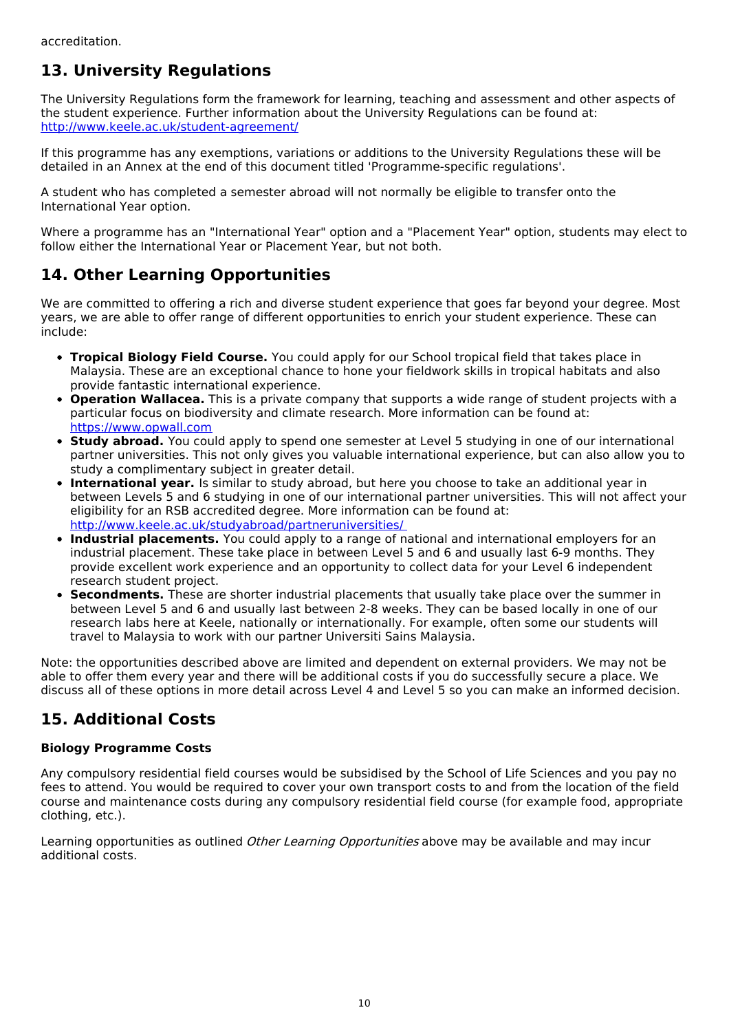accreditation.

## 13. University Regulations

The University Regulations form the framework for learning, teaching and assessment and other aspects of the student experience. Further information about the University Regulations can be found at: http://www.keele.ac.uk/student-agreement/

If this programme has any exemptions, variations or additions to the University Regulations these will be detailed in an Annex at the end of this document titled 'Programme-specific regulations'.

A student who has completed a semester abroad will not normally be eligible to transfer onto the International Year option.

Where a programme has an "International Year" option and a "Placement Year" option, students may elect to follow either the International Year or Placement Year, but not both.

## 14. Other Learning Opportunities

We are committed to offering a rich and diverse student experience that goes far beyond your degree. Most years, we are able to offer range of different opportunities to enrich your student experience. These can include:

- **Tropical Biology Field Course.** You could apply for our School tropical field that takes place in Malaysia. These are an exceptional chance to hone your fieldwork skills in tropical habitats and also provide fantastic international experience.
- **Operation Wallacea.** This is a private company that supports a wide range of student projects with a particular focus on biodiversity and climate research. More information can be found at: https://www.opwall.com
- **Study abroad.** You could apply to spend one semester at Level 5 studying in one of our international partner universities. This not only gives you valuable international experience, but can also allow you to study a complimentary subject in greater detail.
- **International year.** Is similar to study abroad, but here you choose to take an additional year in between Levels 5 and 6 studying in one of our international partner universities. This will not affect your eligibility for an RSB accredited degree. More information can be found at: http://www.keele.ac.uk/studyabroad/partneruniversities/
- **Industrial placements.** You could apply to a range of national and international employers for an industrial placement. These take place in between Level 5 and 6 and usually last 6-9 months. They provide excellent work experience and an opportunity to collect data for your Level 6 independent research student project.
- **Secondments.** These are shorter industrial placements that usually take place over the summer in between Level 5 and 6 and usually last between 2-8 weeks. They can be based locally in one of our research labs here at Keele, nationally or internationally. For example, often some our students will travel to Malaysia to work with our partner Universiti Sains Malaysia.

Note: the opportunities described above are limited and dependent on external providers. We may not be able to offer them every year and there will be additional costs if you do successfully secure a place. We discuss all of these options in more detail across Level 4 and Level 5 so you can make an informed decision.

## 15. Additional Costs

### Biology Programme Costs

Any compulsory residential field courses would be subsidised by the School of Life Sciences and you pay no fees to attend. You would be required to cover your own transport costs to and from the location of the field course and maintenance costs during any compulsory residential field course (for example food, appropriate clothing, etc.).

Learning opportunities as outlined *Other Learning Opportunities* above may be available and may incur additional costs.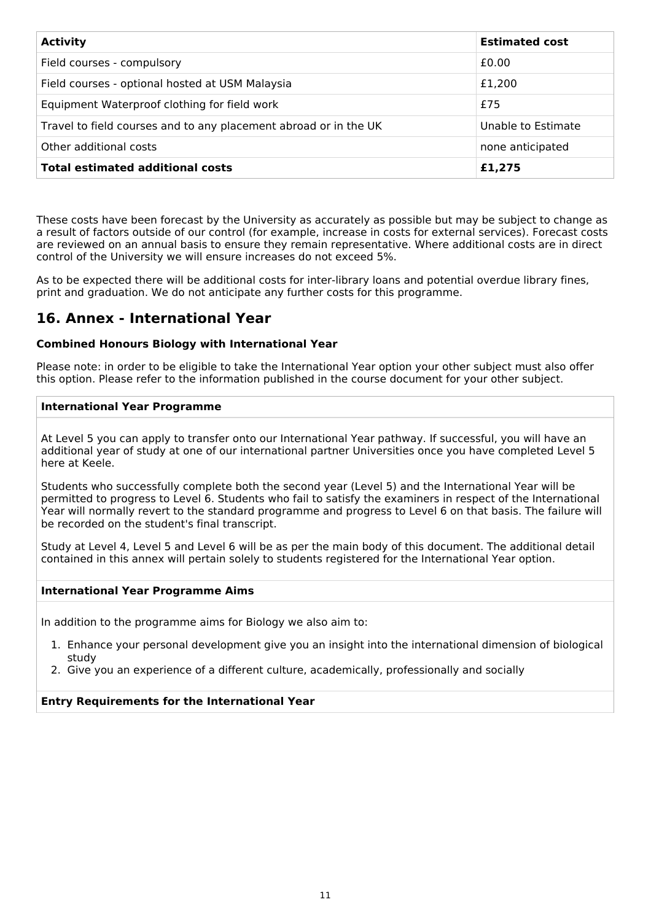| Activity | Estimated cost |
| --- | --- |
| Field courses - compulsory | £0.00 |
| Field courses - optional hosted at USM Malaysia | £1,200 |
| Equipment Waterproof clothing for field work | £75 |
| Travel to field courses and to any placement abroad or in the UK | Unable to Estimate |
| Other additional costs | none anticipated |
| **Total estimated additional costs** | **£1,275** |

These costs have been forecast by the University as accurately as possible but may be subject to change as a result of factors outside of our control (for example, increase in costs for external services). Forecast costs are reviewed on an annual basis to ensure they remain representative. Where additional costs are in direct control of the University we will ensure increases do not exceed 5%.

As to be expected there will be additional costs for inter-library loans and potential overdue library fines, print and graduation. We do not anticipate any further costs for this programme.

## 16. Annex - International Year

**Combined Honours Biology with International Year**

Please note: in order to be eligible to take the International Year option your other subject must also offer this option. Please refer to the information published in the course document for your other subject.

**International Year Programme**

At Level 5 you can apply to transfer onto our International Year pathway. If successful, you will have an additional year of study at one of our international partner Universities once you have completed Level 5 here at Keele.

Students who successfully complete both the second year (Level 5) and the International Year will be permitted to progress to Level 6. Students who fail to satisfy the examiners in respect of the International Year will normally revert to the standard programme and progress to Level 6 on that basis. The failure will be recorded on the student's final transcript.

Study at Level 4, Level 5 and Level 6 will be as per the main body of this document. The additional detail contained in this annex will pertain solely to students registered for the International Year option.

**International Year Programme Aims**

In addition to the programme aims for Biology we also aim to:

1. Enhance your personal development give you an insight into the international dimension of biological study
2. Give you an experience of a different culture, academically, professionally and socially

**Entry Requirements for the International Year**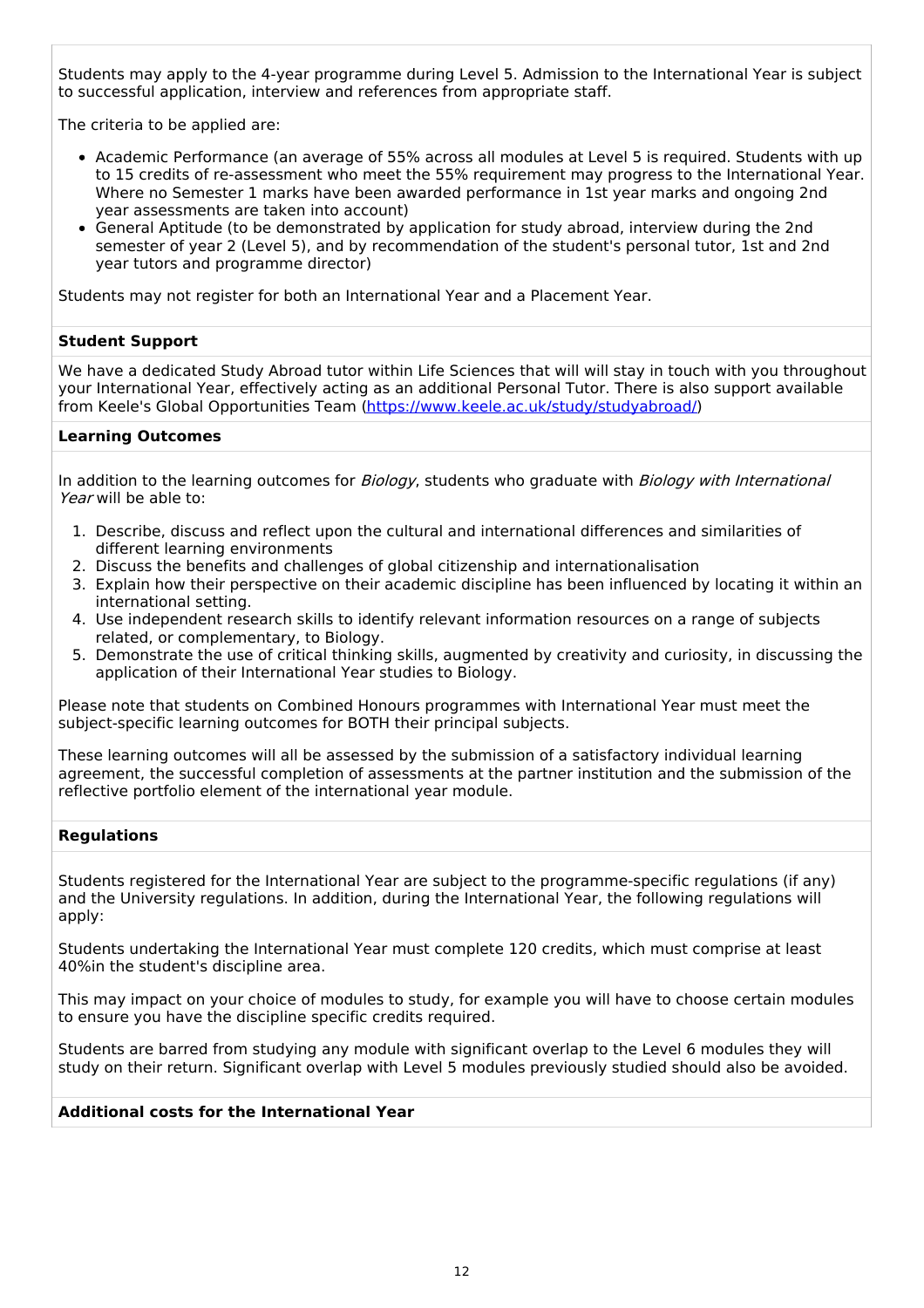Students may apply to the 4-year programme during Level 5. Admission to the International Year is subject to successful application, interview and references from appropriate staff.

The criteria to be applied are:

- Academic Performance (an average of 55% across all modules at Level 5 is required. Students with up to 15 credits of re-assessment who meet the 55% requirement may progress to the International Year. Where no Semester 1 marks have been awarded performance in 1st year marks and ongoing 2nd year assessments are taken into account)
- General Aptitude (to be demonstrated by application for study abroad, interview during the 2nd semester of year 2 (Level 5), and by recommendation of the student's personal tutor, 1st and 2nd year tutors and programme director)

Students may not register for both an International Year and a Placement Year.

**Student Support**

We have a dedicated Study Abroad tutor within Life Sciences that will will stay in touch with you throughout your International Year, effectively acting as an additional Personal Tutor. There is also support available from Keele's Global Opportunities Team (https://www.keele.ac.uk/study/studyabroad/)

**Learning Outcomes**

In addition to the learning outcomes for *Biology*, students who graduate with *Biology with International Year* will be able to:

1. Describe, discuss and reflect upon the cultural and international differences and similarities of different learning environments
2. Discuss the benefits and challenges of global citizenship and internationalisation
3. Explain how their perspective on their academic discipline has been influenced by locating it within an international setting.
4. Use independent research skills to identify relevant information resources on a range of subjects related, or complementary, to Biology.
5. Demonstrate the use of critical thinking skills, augmented by creativity and curiosity, in discussing the application of their International Year studies to Biology.

Please note that students on Combined Honours programmes with International Year must meet the subject-specific learning outcomes for BOTH their principal subjects.

These learning outcomes will all be assessed by the submission of a satisfactory individual learning agreement, the successful completion of assessments at the partner institution and the submission of the reflective portfolio element of the international year module.

**Regulations**

Students registered for the International Year are subject to the programme-specific regulations (if any) and the University regulations. In addition, during the International Year, the following regulations will apply:

Students undertaking the International Year must complete 120 credits, which must comprise at least 40%in the student's discipline area.

This may impact on your choice of modules to study, for example you will have to choose certain modules to ensure you have the discipline specific credits required.

Students are barred from studying any module with significant overlap to the Level 6 modules they will study on their return. Significant overlap with Level 5 modules previously studied should also be avoided.

**Additional costs for the International Year**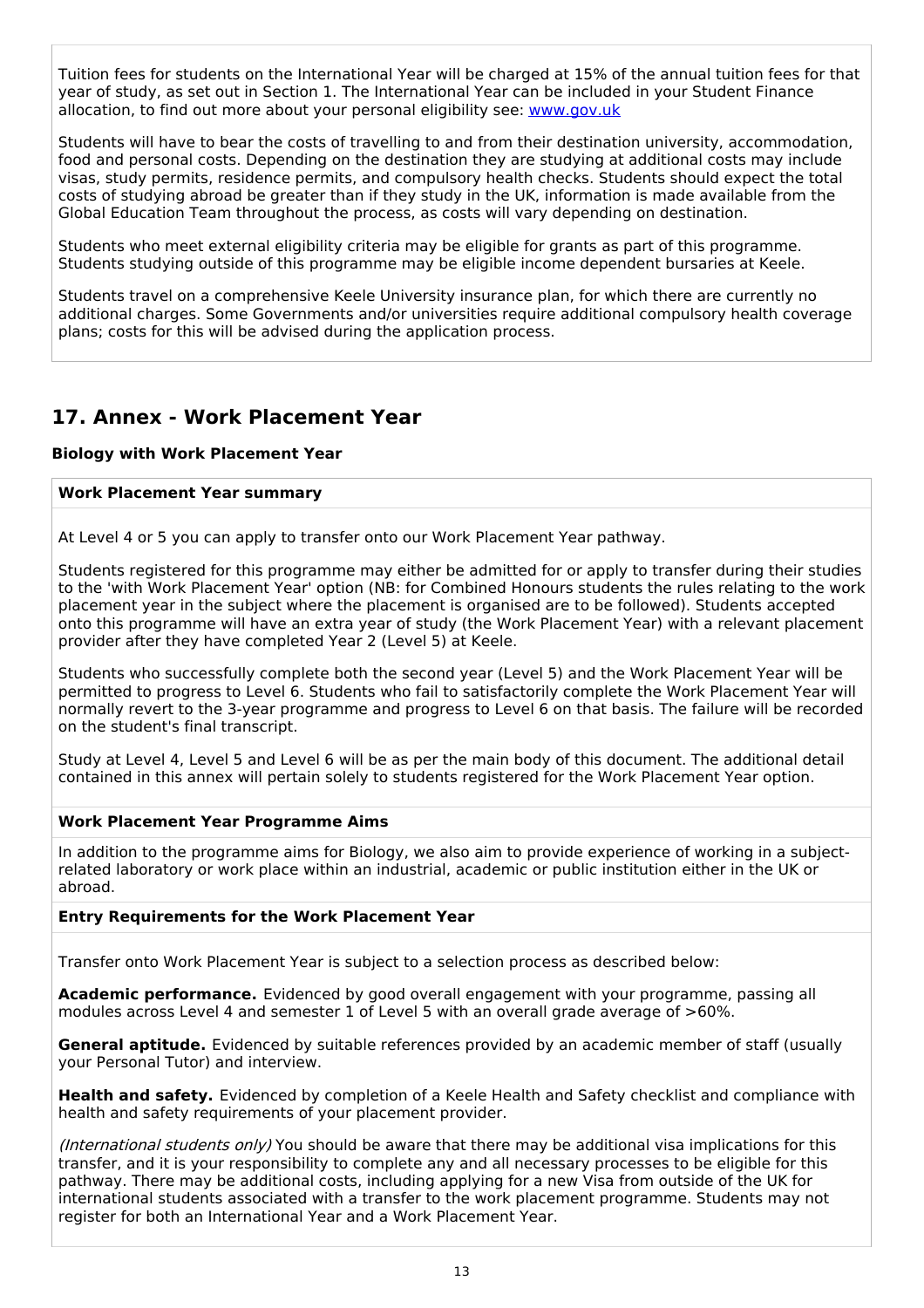Tuition fees for students on the International Year will be charged at 15% of the annual tuition fees for that year of study, as set out in Section 1. The International Year can be included in your Student Finance allocation, to find out more about your personal eligibility see: [www.gov.uk](http://www.gov.uk)

Students will have to bear the costs of travelling to and from their destination university, accommodation, food and personal costs. Depending on the destination they are studying at additional costs may include visas, study permits, residence permits, and compulsory health checks. Students should expect the total costs of studying abroad be greater than if they study in the UK, information is made available from the Global Education Team throughout the process, as costs will vary depending on destination.

Students who meet external eligibility criteria may be eligible for grants as part of this programme. Students studying outside of this programme may be eligible income dependent bursaries at Keele.

Students travel on a comprehensive Keele University insurance plan, for which there are currently no additional charges. Some Governments and/or universities require additional compulsory health coverage plans; costs for this will be advised during the application process.

## 17. Annex - Work Placement Year

**Biology with Work Placement Year**

**Work Placement Year summary**

At Level 4 or 5 you can apply to transfer onto our Work Placement Year pathway.

Students registered for this programme may either be admitted for or apply to transfer during their studies to the 'with Work Placement Year' option (NB: for Combined Honours students the rules relating to the work placement year in the subject where the placement is organised are to be followed). Students accepted onto this programme will have an extra year of study (the Work Placement Year) with a relevant placement provider after they have completed Year 2 (Level 5) at Keele.

Students who successfully complete both the second year (Level 5) and the Work Placement Year will be permitted to progress to Level 6. Students who fail to satisfactorily complete the Work Placement Year will normally revert to the 3-year programme and progress to Level 6 on that basis. The failure will be recorded on the student's final transcript.

Study at Level 4, Level 5 and Level 6 will be as per the main body of this document. The additional detail contained in this annex will pertain solely to students registered for the Work Placement Year option.

**Work Placement Year Programme Aims**

In addition to the programme aims for Biology, we also aim to provide experience of working in a subject-related laboratory or work place within an industrial, academic or public institution either in the UK or abroad.

**Entry Requirements for the Work Placement Year**

Transfer onto Work Placement Year is subject to a selection process as described below:

**Academic performance.** Evidenced by good overall engagement with your programme, passing all modules across Level 4 and semester 1 of Level 5 with an overall grade average of >60%.

**General aptitude.** Evidenced by suitable references provided by an academic member of staff (usually your Personal Tutor) and interview.

**Health and safety.** Evidenced by completion of a Keele Health and Safety checklist and compliance with health and safety requirements of your placement provider.

*(International students only)* You should be aware that there may be additional visa implications for this transfer, and it is your responsibility to complete any and all necessary processes to be eligible for this pathway. There may be additional costs, including applying for a new Visa from outside of the UK for international students associated with a transfer to the work placement programme. Students may not register for both an International Year and a Work Placement Year.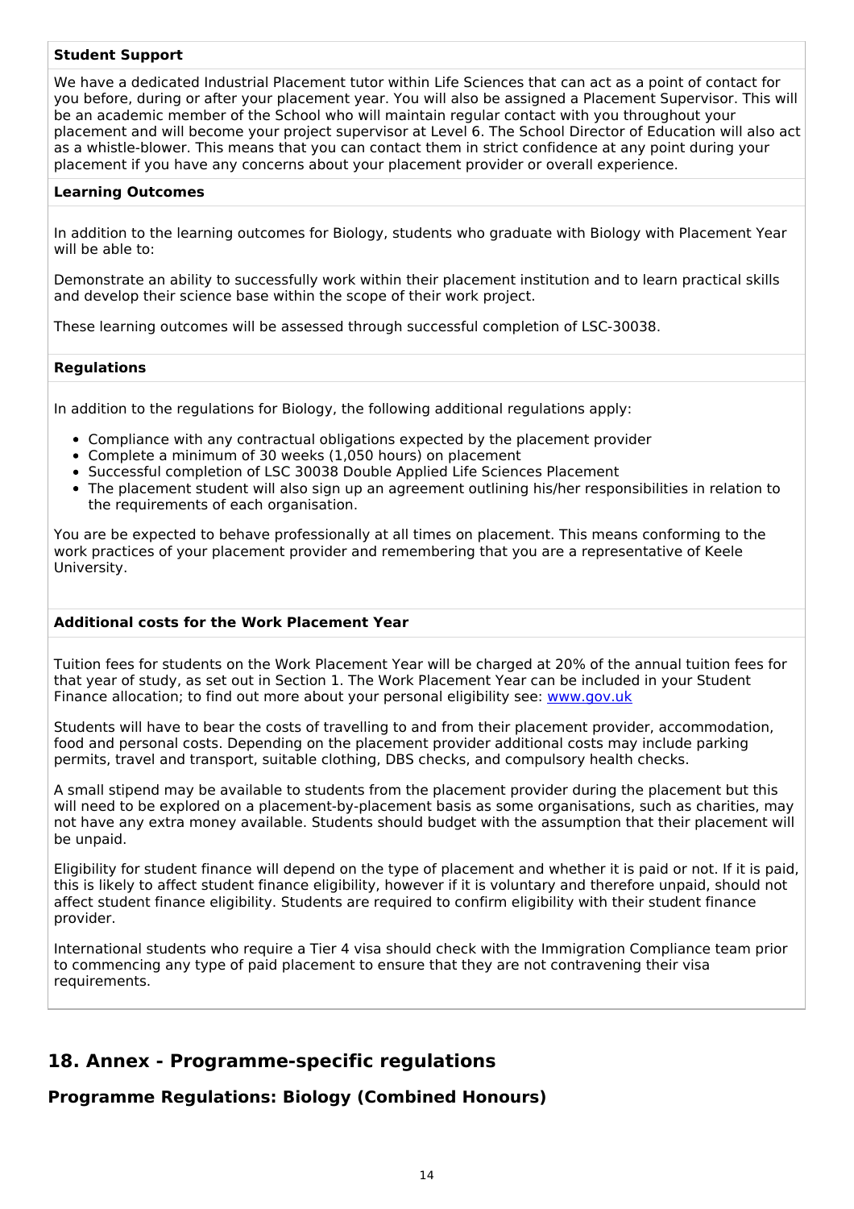**Student Support**

We have a dedicated Industrial Placement tutor within Life Sciences that can act as a point of contact for you before, during or after your placement year. You will also be assigned a Placement Supervisor. This will be an academic member of the School who will maintain regular contact with you throughout your placement and will become your project supervisor at Level 6. The School Director of Education will also act as a whistle-blower. This means that you can contact them in strict confidence at any point during your placement if you have any concerns about your placement provider or overall experience.

**Learning Outcomes**

In addition to the learning outcomes for Biology, students who graduate with Biology with Placement Year will be able to:

Demonstrate an ability to successfully work within their placement institution and to learn practical skills and develop their science base within the scope of their work project.

These learning outcomes will be assessed through successful completion of LSC-30038.

**Regulations**

In addition to the regulations for Biology, the following additional regulations apply:

- Compliance with any contractual obligations expected by the placement provider
- Complete a minimum of 30 weeks (1,050 hours) on placement
- Successful completion of LSC 30038 Double Applied Life Sciences Placement
- The placement student will also sign up an agreement outlining his/her responsibilities in relation to the requirements of each organisation.

You are be expected to behave professionally at all times on placement. This means conforming to the work practices of your placement provider and remembering that you are a representative of Keele University.

**Additional costs for the Work Placement Year**

Tuition fees for students on the Work Placement Year will be charged at 20% of the annual tuition fees for that year of study, as set out in Section 1. The Work Placement Year can be included in your Student Finance allocation; to find out more about your personal eligibility see: [www.gov.uk](www.gov.uk)

Students will have to bear the costs of travelling to and from their placement provider, accommodation, food and personal costs. Depending on the placement provider additional costs may include parking permits, travel and transport, suitable clothing, DBS checks, and compulsory health checks.

A small stipend may be available to students from the placement provider during the placement but this will need to be explored on a placement-by-placement basis as some organisations, such as charities, may not have any extra money available. Students should budget with the assumption that their placement will be unpaid.

Eligibility for student finance will depend on the type of placement and whether it is paid or not. If it is paid, this is likely to affect student finance eligibility, however if it is voluntary and therefore unpaid, should not affect student finance eligibility. Students are required to confirm eligibility with their student finance provider.

International students who require a Tier 4 visa should check with the Immigration Compliance team prior to commencing any type of paid placement to ensure that they are not contravening their visa requirements.

## 18. Annex - Programme-specific regulations

### Programme Regulations: Biology (Combined Honours)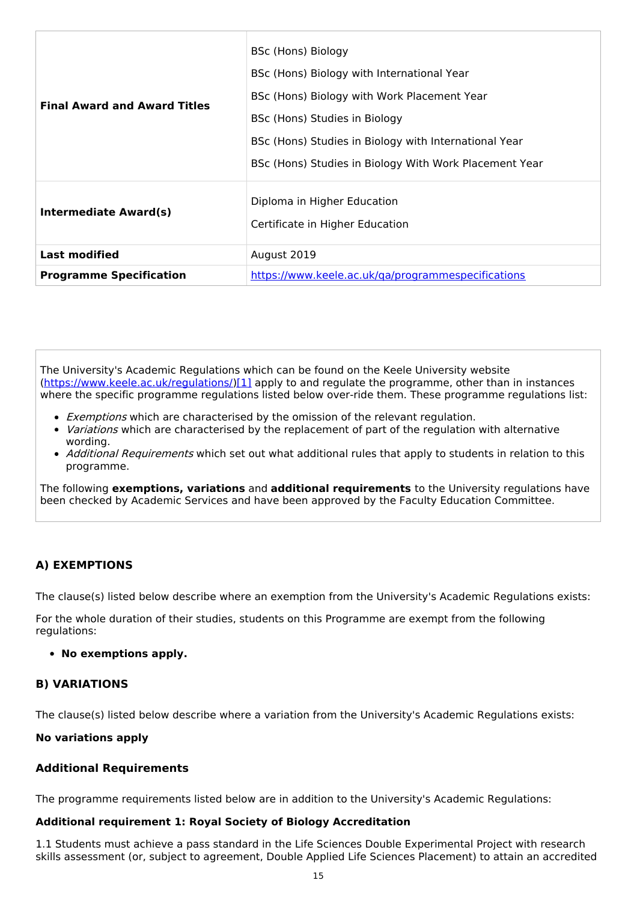| | |
|---|---|
| **Final Award and Award Titles** | BSc (Hons) Biology<br>BSc (Hons) Biology with International Year<br>BSc (Hons) Biology with Work Placement Year<br>BSc (Hons) Studies in Biology<br>BSc (Hons) Studies in Biology with International Year<br>BSc (Hons) Studies in Biology With Work Placement Year |
| **Intermediate Award(s)** | Diploma in Higher Education<br>Certificate in Higher Education |
| **Last modified** | August 2019 |
| **Programme Specification** | https://www.keele.ac.uk/qa/programmespecifications |

The University's Academic Regulations which can be found on the Keele University website (https://www.keele.ac.uk/regulations/)[1] apply to and regulate the programme, other than in instances where the specific programme regulations listed below over-ride them. These programme regulations list:

- *Exemptions* which are characterised by the omission of the relevant regulation.
- *Variations* which are characterised by the replacement of part of the regulation with alternative wording.
- *Additional Requirements* which set out what additional rules that apply to students in relation to this programme.

The following **exemptions, variations** and **additional requirements** to the University regulations have been checked by Academic Services and have been approved by the Faculty Education Committee.

### A) EXEMPTIONS

The clause(s) listed below describe where an exemption from the University's Academic Regulations exists:

For the whole duration of their studies, students on this Programme are exempt from the following regulations:

- **No exemptions apply.**

### B) VARIATIONS

The clause(s) listed below describe where a variation from the University's Academic Regulations exists:

**No variations apply**

### Additional Requirements

The programme requirements listed below are in addition to the University's Academic Regulations:

**Additional requirement 1: Royal Society of Biology Accreditation**

1.1 Students must achieve a pass standard in the Life Sciences Double Experimental Project with research skills assessment (or, subject to agreement, Double Applied Life Sciences Placement) to attain an accredited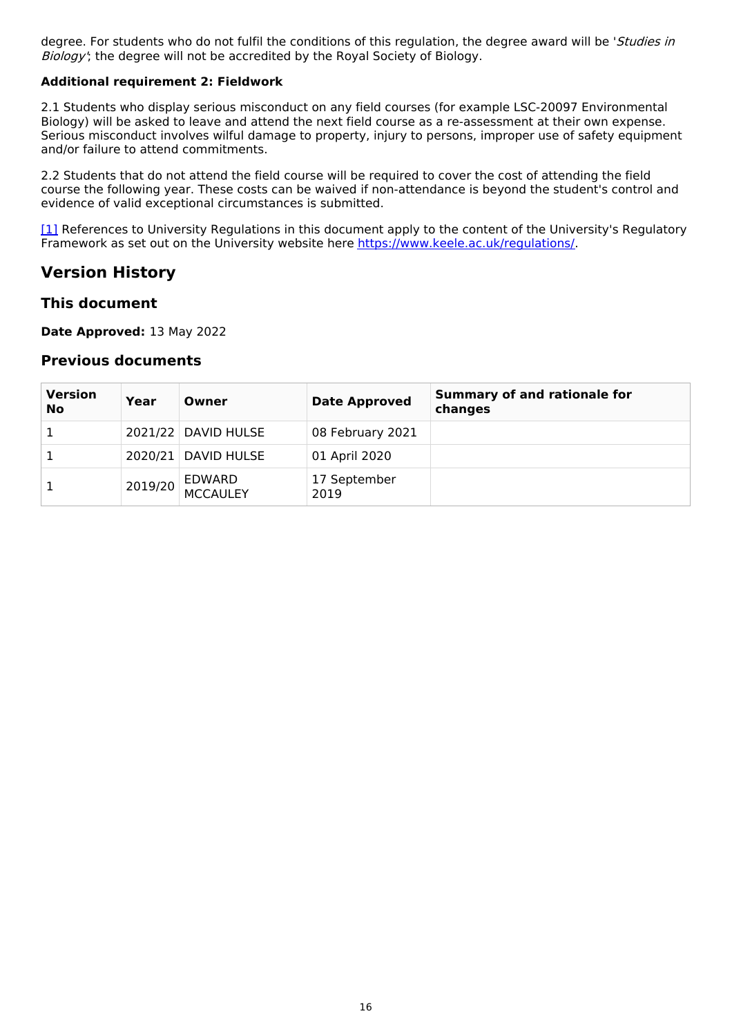degree. For students who do not fulfil the conditions of this regulation, the degree award will be '*Studies in Biology*'; the degree will not be accredited by the Royal Society of Biology.

**Additional requirement 2: Fieldwork**

2.1 Students who display serious misconduct on any field courses (for example LSC-20097 Environmental Biology) will be asked to leave and attend the next field course as a re-assessment at their own expense. Serious misconduct involves wilful damage to property, injury to persons, improper use of safety equipment and/or failure to attend commitments.

2.2 Students that do not attend the field course will be required to cover the cost of attending the field course the following year. These costs can be waived if non-attendance is beyond the student's control and evidence of valid exceptional circumstances is submitted.

[1] References to University Regulations in this document apply to the content of the University's Regulatory Framework as set out on the University website here https://www.keele.ac.uk/regulations/.

## Version History

### This document

**Date Approved:** 13 May 2022

### Previous documents

| Version No | Year | Owner | Date Approved | Summary of and rationale for changes |
|---|---|---|---|---|
| 1 | 2021/22 | DAVID HULSE | 08 February 2021 | |
| 1 | 2020/21 | DAVID HULSE | 01 April 2020 | |
| 1 | 2019/20 | EDWARD MCCAULEY | 17 September 2019 | |